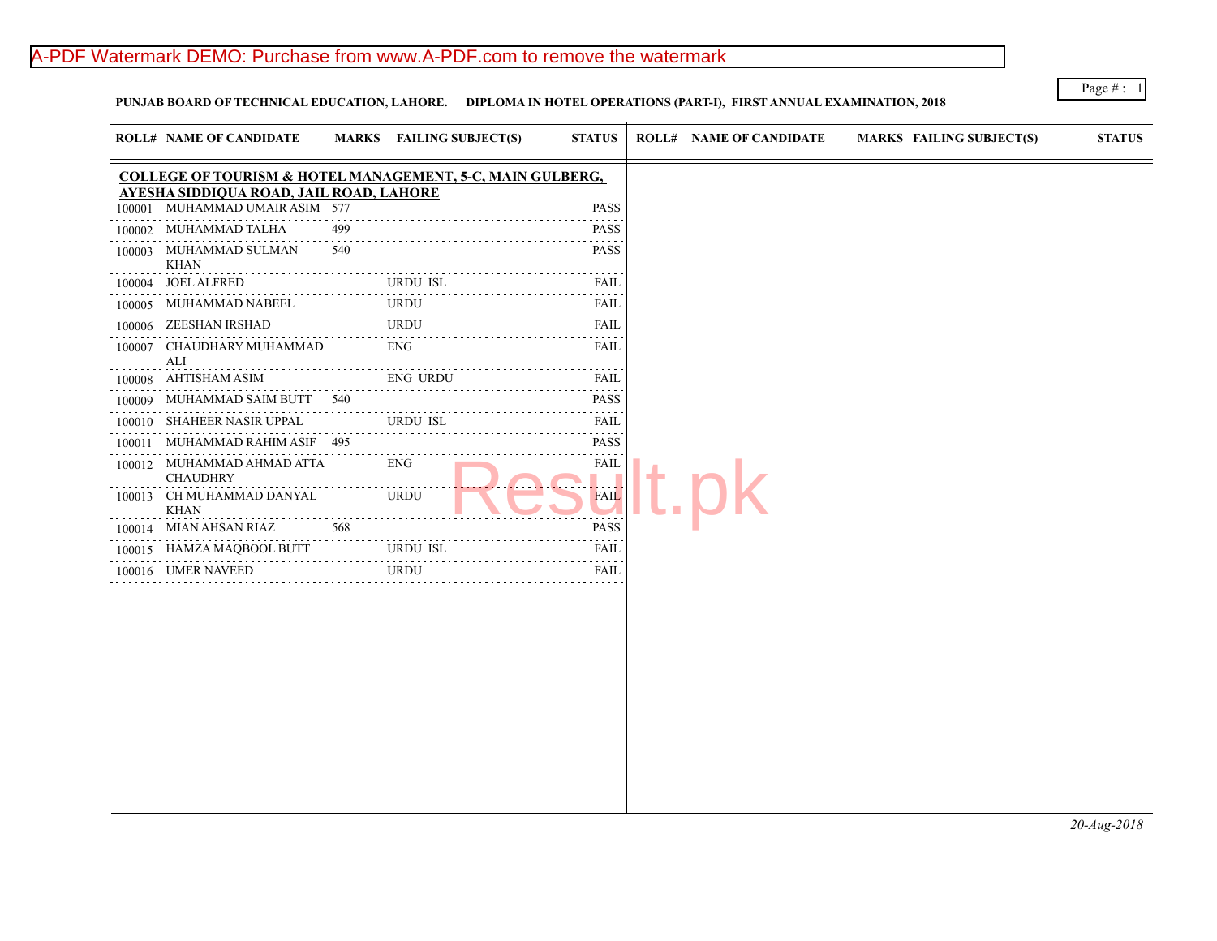**PUNJAB BOARD OF TECHNICAL EDUCATION, LAHORE.     DIPLOMA IN HOTEL OPERATIONS (PART-I), FIRST ANNUAL EXAMINATION, 2018**

| ROLL# | NAME OF CANDIDATE | MARKS | FAILING SUBJECT(S) | STATUS |
|---|---|---|---|---|
| **COLLEGE OF TOURISM & HOTEL MANAGEMENT, 5-C, MAIN GULBERG, AYESHA SIDDIQUA ROAD, JAIL ROAD, LAHORE** | | | | |
| 100001 | MUHAMMAD UMAIR ASIM | 577 | | PASS |
| 100002 | MUHAMMAD TALHA | 499 | | PASS |
| 100003 | MUHAMMAD SULMAN KHAN | 540 | | PASS |
| 100004 | JOEL ALFRED | | URDU ISL | FAIL |
| 100005 | MUHAMMAD NABEEL | | URDU | FAIL |
| 100006 | ZEESHAN IRSHAD | | URDU | FAIL |
| 100007 | CHAUDHARY MUHAMMAD ALI | | ENG | FAIL |
| 100008 | AHTISHAM ASIM | | ENG URDU | FAIL |
| 100009 | MUHAMMAD SAIM BUTT | 540 | | PASS |
| 100010 | SHAHEER NASIR UPPAL | | URDU ISL | FAIL |
| 100011 | MUHAMMAD RAHIM ASIF | 495 | | PASS |
| 100012 | MUHAMMAD AHMAD ATTA CHAUDHRY | | ENG | FAIL |
| 100013 | CH MUHAMMAD DANYAL KHAN | | URDU | FAIL |
| 100014 | MIAN AHSAN RIAZ | 568 | | PASS |
| 100015 | HAMZA MAQBOOL BUTT | | URDU ISL | FAIL |
| 100016 | UMER NAVEED | | URDU | FAIL |

*20-Aug-2018*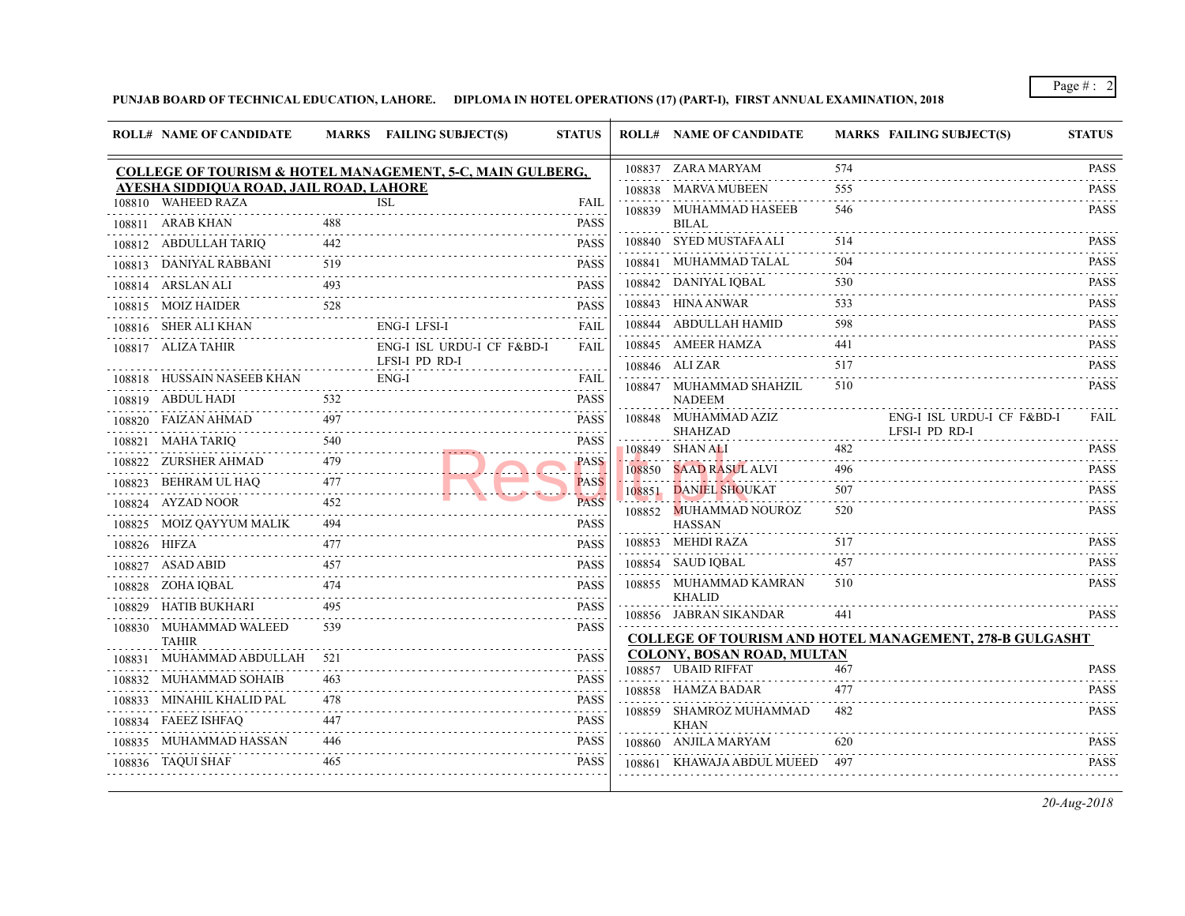**PUNJAB BOARD OF TECHNICAL EDUCATION, LAHORE. DIPLOMA IN HOTEL OPERATIONS (17) (PART-I), FIRST ANNUAL EXAMINATION, 2018**

**COLLEGE OF TOURISM & HOTEL MANAGEMENT, 5-C, MAIN GULBERG, AYESHA SIDDIQUA ROAD, JAIL ROAD, LAHORE**

| ROLL# | NAME OF CANDIDATE | MARKS | FAILING SUBJECT(S) | STATUS |
|---|---|---|---|---|
| 108810 | WAHEED RAZA | | ISL | FAIL |
| 108811 | ARAB KHAN | 488 | | PASS |
| 108812 | ABDULLAH TARIQ | 442 | | PASS |
| 108813 | DANIYAL RABBANI | 519 | | PASS |
| 108814 | ARSLAN ALI | 493 | | PASS |
| 108815 | MOIZ HAIDER | 528 | | PASS |
| 108816 | SHER ALI KHAN | | ENG-I LFSI-I | FAIL |
| 108817 | ALIZA TAHIR | | ENG-I ISL URDU-I CF F&BD-I LFSI-I PD RD-I | FAIL |
| 108818 | HUSSAIN NASEEB KHAN | | ENG-I | FAIL |
| 108819 | ABDUL HADI | 532 | | PASS |
| 108820 | FAIZAN AHMAD | 497 | | PASS |
| 108821 | MAHA TARIQ | 540 | | PASS |
| 108822 | ZURSHER AHMAD | 479 | | PASS |
| 108823 | BEHRAM UL HAQ | 477 | | PASS |
| 108824 | AYZAD NOOR | 452 | | PASS |
| 108825 | MOIZ QAYYUM MALIK | 494 | | PASS |
| 108826 | HIFZA | 477 | | PASS |
| 108827 | ASAD ABID | 457 | | PASS |
| 108828 | ZOHA IQBAL | 474 | | PASS |
| 108829 | HATIB BUKHARI | 495 | | PASS |
| 108830 | MUHAMMAD WALEED TAHIR | 539 | | PASS |
| 108831 | MUHAMMAD ABDULLAH | 521 | | PASS |
| 108832 | MUHAMMAD SOHAIB | 463 | | PASS |
| 108833 | MINAHIL KHALID PAL | 478 | | PASS |
| 108834 | FAEEZ ISHFAQ | 447 | | PASS |
| 108835 | MUHAMMAD HASSAN | 446 | | PASS |
| 108836 | TAQUI SHAF | 465 | | PASS |
| 108837 | ZARA MARYAM | 574 | | PASS |
| 108838 | MARVA MUBEEN | 555 | | PASS |
| 108839 | MUHAMMAD HASEEB BILAL | 546 | | PASS |
| 108840 | SYED MUSTAFA ALI | 514 | | PASS |
| 108841 | MUHAMMAD TALAL | 504 | | PASS |
| 108842 | DANIYAL IQBAL | 530 | | PASS |
| 108843 | HINA ANWAR | 533 | | PASS |
| 108844 | ABDULLAH HAMID | 598 | | PASS |
| 108845 | AMEER HAMZA | 441 | | PASS |
| 108846 | ALI ZAR | 517 | | PASS |
| 108847 | MUHAMMAD SHAHZIL NADEEM | 510 | | PASS |
| 108848 | MUHAMMAD AZIZ SHAHZAD | | ENG-I ISL URDU-I CF F&BD-I LFSI-I PD RD-I | FAIL |
| 108849 | SHAN ALI | 482 | | PASS |
| 108850 | SAAD RASUL ALVI | 496 | | PASS |
| 108851 | DANIEL SHOUKAT | 507 | | PASS |
| 108852 | MUHAMMAD NOUROZ HASSAN | 520 | | PASS |
| 108853 | MEHDI RAZA | 517 | | PASS |
| 108854 | SAUD IQBAL | 457 | | PASS |
| 108855 | MUHAMMAD KAMRAN KHALID | 510 | | PASS |
| 108856 | JABRAN SIKANDAR | 441 | | PASS |

**COLLEGE OF TOURISM AND HOTEL MANAGEMENT, 278-B GULGASHT COLONY, BOSAN ROAD, MULTAN**

| ROLL# | NAME OF CANDIDATE | MARKS | FAILING SUBJECT(S) | STATUS |
|---|---|---|---|---|
| 108857 | UBAID RIFFAT | 467 | | PASS |
| 108858 | HAMZA BADAR | 477 | | PASS |
| 108859 | SHAMROZ MUHAMMAD KHAN | 482 | | PASS |
| 108860 | ANJILA MARYAM | 620 | | PASS |
| 108861 | KHAWAJA ABDUL MUEED | 497 | | PASS |

*20-Aug-2018*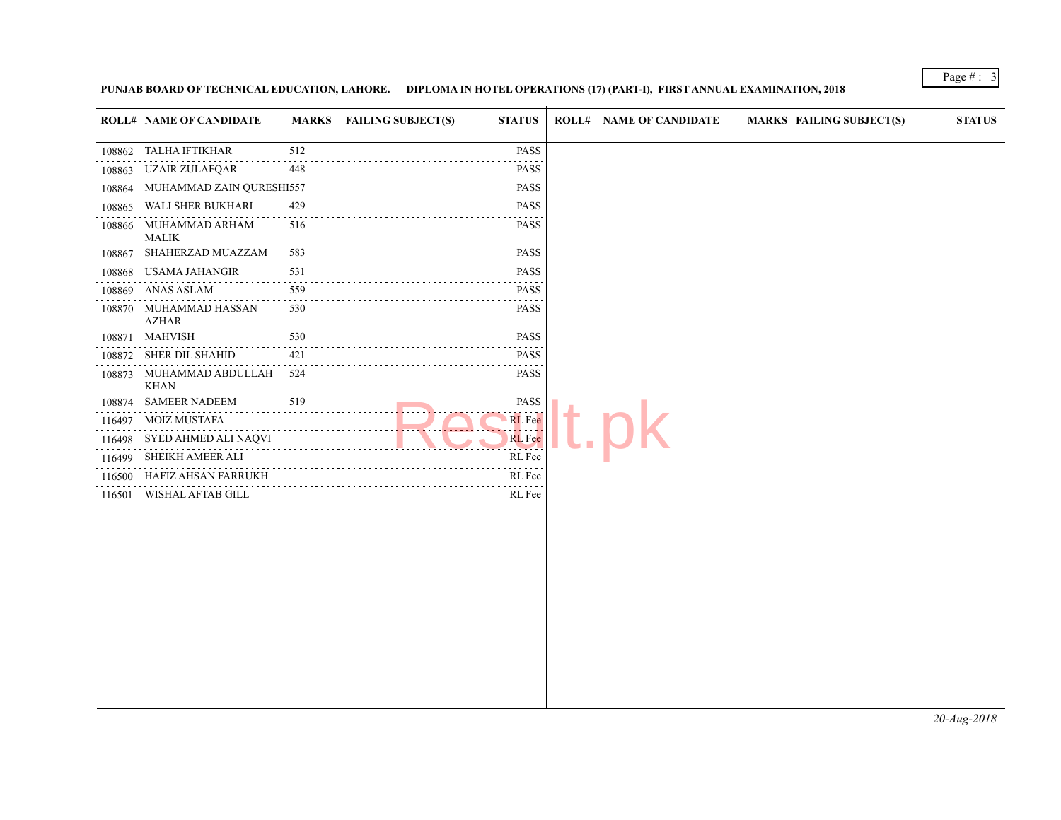**PUNJAB BOARD OF TECHNICAL EDUCATION, LAHORE. DIPLOMA IN HOTEL OPERATIONS (17) (PART-I), FIRST ANNUAL EXAMINATION, 2018**

| ROLL# | NAME OF CANDIDATE | MARKS | FAILING SUBJECT(S) | STATUS |
|---|---|---|---|---|
| 108862 | TALHA IFTIKHAR | 512 | | PASS |
| 108863 | UZAIR ZULAFQAR | 448 | | PASS |
| 108864 | MUHAMMAD ZAIN QURESHI | 557 | | PASS |
| 108865 | WALI SHER BUKHARI | 429 | | PASS |
| 108866 | MUHAMMAD ARHAM MALIK | 516 | | PASS |
| 108867 | SHAHERZAD MUAZZAM | 583 | | PASS |
| 108868 | USAMA JAHANGIR | 531 | | PASS |
| 108869 | ANAS ASLAM | 559 | | PASS |
| 108870 | MUHAMMAD HASSAN AZHAR | 530 | | PASS |
| 108871 | MAHVISH | 530 | | PASS |
| 108872 | SHER DIL SHAHID | 421 | | PASS |
| 108873 | MUHAMMAD ABDULLAH KHAN | 524 | | PASS |
| 108874 | SAMEER NADEEM | 519 | | PASS |
| 116497 | MOIZ MUSTAFA | | | RL Fee |
| 116498 | SYED AHMED ALI NAQVI | | | RL Fee |
| 116499 | SHEIKH AMEER ALI | | | RL Fee |
| 116500 | HAFIZ AHSAN FARRUKH | | | RL Fee |
| 116501 | WISHAL AFTAB GILL | | | RL Fee |

*20-Aug-2018*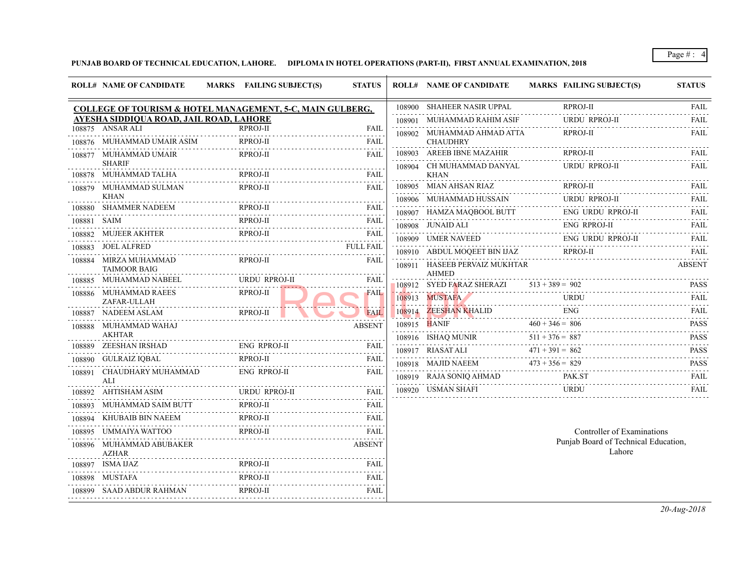**PUNJAB BOARD OF TECHNICAL EDUCATION, LAHORE. DIPLOMA IN HOTEL OPERATIONS (PART-II), FIRST ANNUAL EXAMINATION, 2018**

**COLLEGE OF TOURISM & HOTEL MANAGEMENT, 5-C, MAIN GULBERG, AYESHA SIDDIQUA ROAD, JAIL ROAD, LAHORE**

| ROLL# | NAME OF CANDIDATE | MARKS | FAILING SUBJECT(S) | STATUS |
|---|---|---|---|---|
| 108875 | ANSAR ALI | | RPROJ-II | FAIL |
| 108876 | MUHAMMAD UMAIR ASIM | | RPROJ-II | FAIL |
| 108877 | MUHAMMAD UMAIR SHARIF | | RPROJ-II | FAIL |
| 108878 | MUHAMMAD TALHA | | RPROJ-II | FAIL |
| 108879 | MUHAMMAD SULMAN KHAN | | RPROJ-II | FAIL |
| 108880 | SHAMMER NADEEM | | RPROJ-II | FAIL |
| 108881 | SAIM | | RPROJ-II | FAIL |
| 108882 | MUJEER AKHTER | | RPROJ-II | FAIL |
| 108883 | JOEL ALFRED | | | FULL FAIL |
| 108884 | MIRZA MUHAMMAD TAIMOOR BAIG | | RPROJ-II | FAIL |
| 108885 | MUHAMMAD NABEEL | | URDU RPROJ-II | FAIL |
| 108886 | MUHAMMAD RAEES ZAFAR-ULLAH | | RPROJ-II | FAIL |
| 108887 | NADEEM ASLAM | | RPROJ-II | FAIL |
| 108888 | MUHAMMAD WAHAJ AKHTAR | | | ABSENT |
| 108889 | ZEESHAN IRSHAD | | ENG RPROJ-II | FAIL |
| 108890 | GULRAIZ IQBAL | | RPROJ-II | FAIL |
| 108891 | CHAUDHARY MUHAMMAD ALI | | ENG RPROJ-II | FAIL |
| 108892 | AHTISHAM ASIM | | URDU RPROJ-II | FAIL |
| 108893 | MUHAMMAD SAIM BUTT | | RPROJ-II | FAIL |
| 108894 | KHUBAIB BIN NAEEM | | RPROJ-II | FAIL |
| 108895 | UMMAIYA WATTOO | | RPROJ-II | FAIL |
| 108896 | MUHAMMAD ABUBAKER AZHAR | | | ABSENT |
| 108897 | ISMA IJAZ | | RPROJ-II | FAIL |
| 108898 | MUSTAFA | | RPROJ-II | FAIL |
| 108899 | SAAD ABDUR RAHMAN | | RPROJ-II | FAIL |
| 108900 | SHAHEER NASIR UPPAL | | RPROJ-II | FAIL |
| 108901 | MUHAMMAD RAHIM ASIF | | URDU RPROJ-II | FAIL |
| 108902 | MUHAMMAD AHMAD ATTA CHAUDHRY | | RPROJ-II | FAIL |
| 108903 | AREEB IBNE MAZAHIR | | RPROJ-II | FAIL |
| 108904 | CH MUHAMMAD DANYAL KHAN | | URDU RPROJ-II | FAIL |
| 108905 | MIAN AHSAN RIAZ | | RPROJ-II | FAIL |
| 108906 | MUHAMMAD HUSSAIN | | URDU RPROJ-II | FAIL |
| 108907 | HAMZA MAQBOOL BUTT | | ENG URDU RPROJ-II | FAIL |
| 108908 | JUNAID ALI | | ENG RPROJ-II | FAIL |
| 108909 | UMER NAVEED | | ENG URDU RPROJ-II | FAIL |
| 108910 | ABDUL MOQEET BIN IJAZ | | RPROJ-II | FAIL |
| 108911 | HASEEB PERVAIZ MUKHTAR AHMED | | | ABSENT |
| 108912 | SYED FARAZ SHERAZI | 513 + 389 = 902 | | PASS |
| 108913 | MUSTAFA | | URDU | FAIL |
| 108914 | ZEESHAN KHALID | | ENG | FAIL |
| 108915 | HANIF | 460 + 346 = 806 | | PASS |
| 108916 | ISHAQ MUNIR | 511 + 376 = 887 | | PASS |
| 108917 | RIASAT ALI | 471 + 391 = 862 | | PASS |
| 108918 | MAJID NAEEM | 473 + 356 = 829 | | PASS |
| 108919 | RAJA SONIQ AHMAD | | PAK.ST | FAIL |
| 108920 | USMAN SHAFI | | URDU | FAIL |

Controller of Examinations
Punjab Board of Technical Education,
Lahore

*20-Aug-2018*